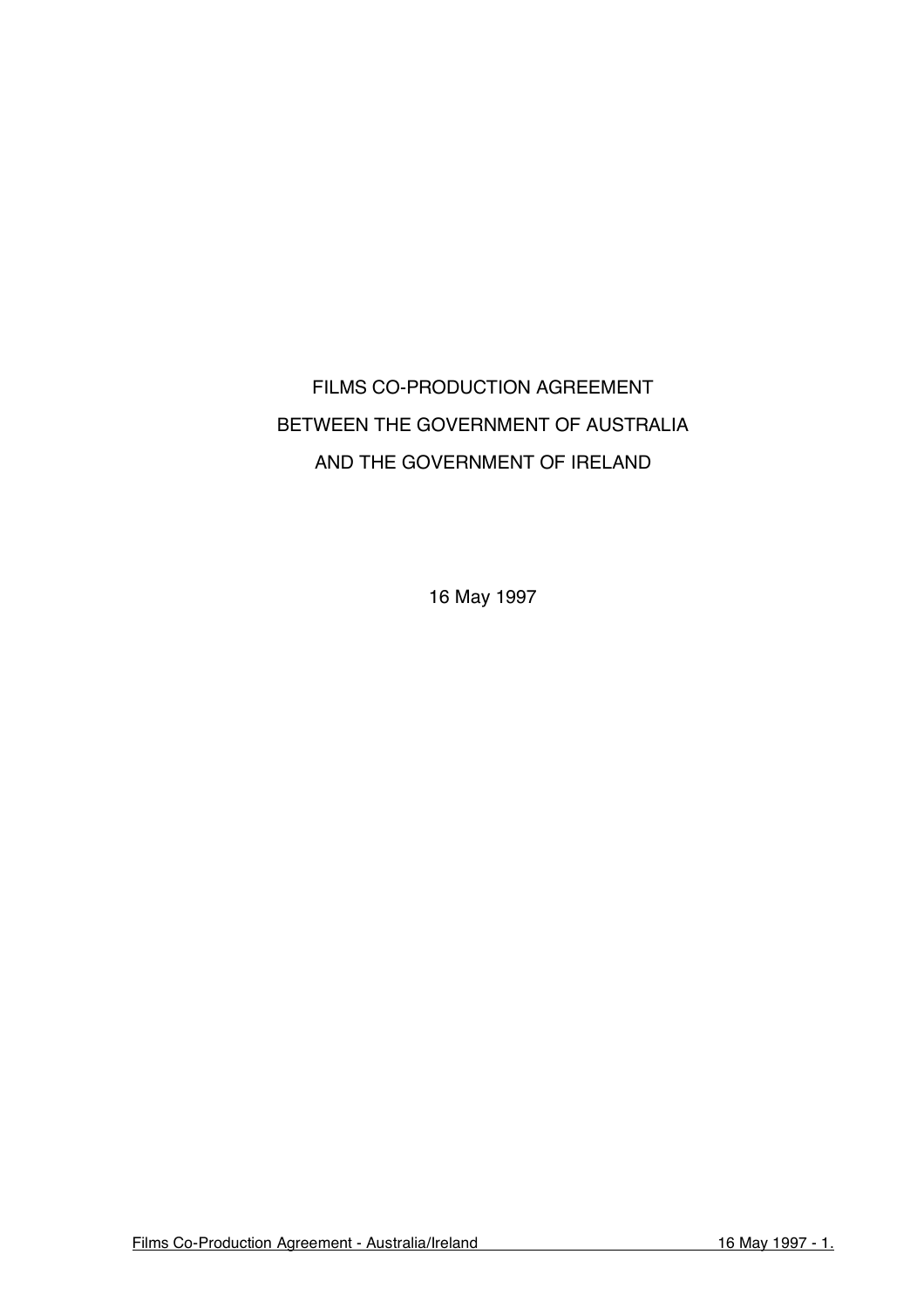# FILMS CO-PRODUCTION AGREEMENT
# BETWEEN THE GOVERNMENT OF AUSTRALIA
# AND THE GOVERNMENT OF IRELAND

16 May 1997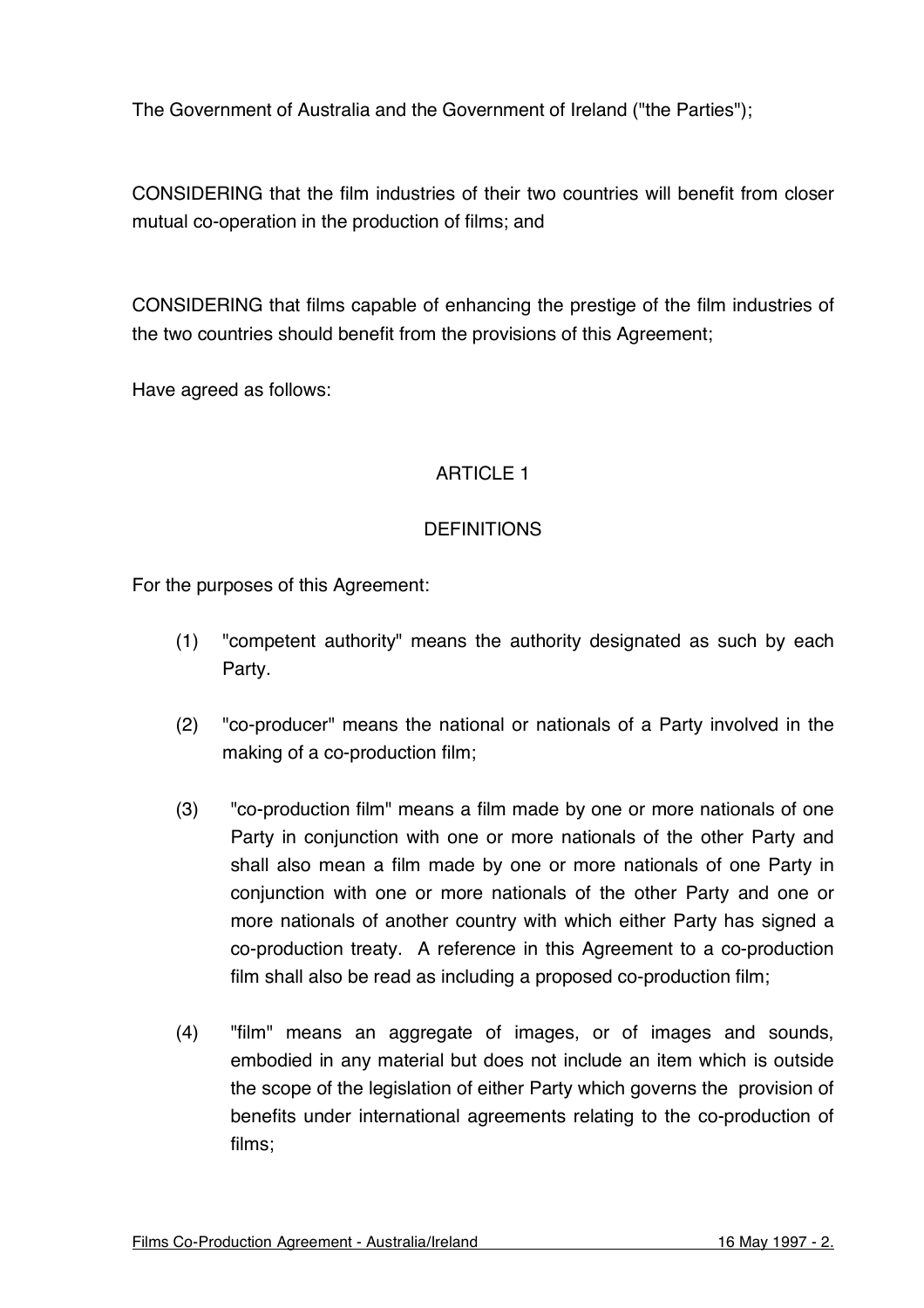The Government of Australia and the Government of Ireland ("the Parties");

CONSIDERING that the film industries of their two countries will benefit from closer mutual co-operation in the production of films; and

CONSIDERING that films capable of enhancing the prestige of the film industries of the two countries should benefit from the provisions of this Agreement;

Have agreed as follows:

## ARTICLE 1

## DEFINITIONS

For the purposes of this Agreement:

(1) "competent authority" means the authority designated as such by each Party.

(2) "co-producer" means the national or nationals of a Party involved in the making of a co-production film;

(3) "co-production film" means a film made by one or more nationals of one Party in conjunction with one or more nationals of the other Party and shall also mean a film made by one or more nationals of one Party in conjunction with one or more nationals of the other Party and one or more nationals of another country with which either Party has signed a co-production treaty. A reference in this Agreement to a co-production film shall also be read as including a proposed co-production film;

(4) "film" means an aggregate of images, or of images and sounds, embodied in any material but does not include an item which is outside the scope of the legislation of either Party which governs the provision of benefits under international agreements relating to the co-production of films;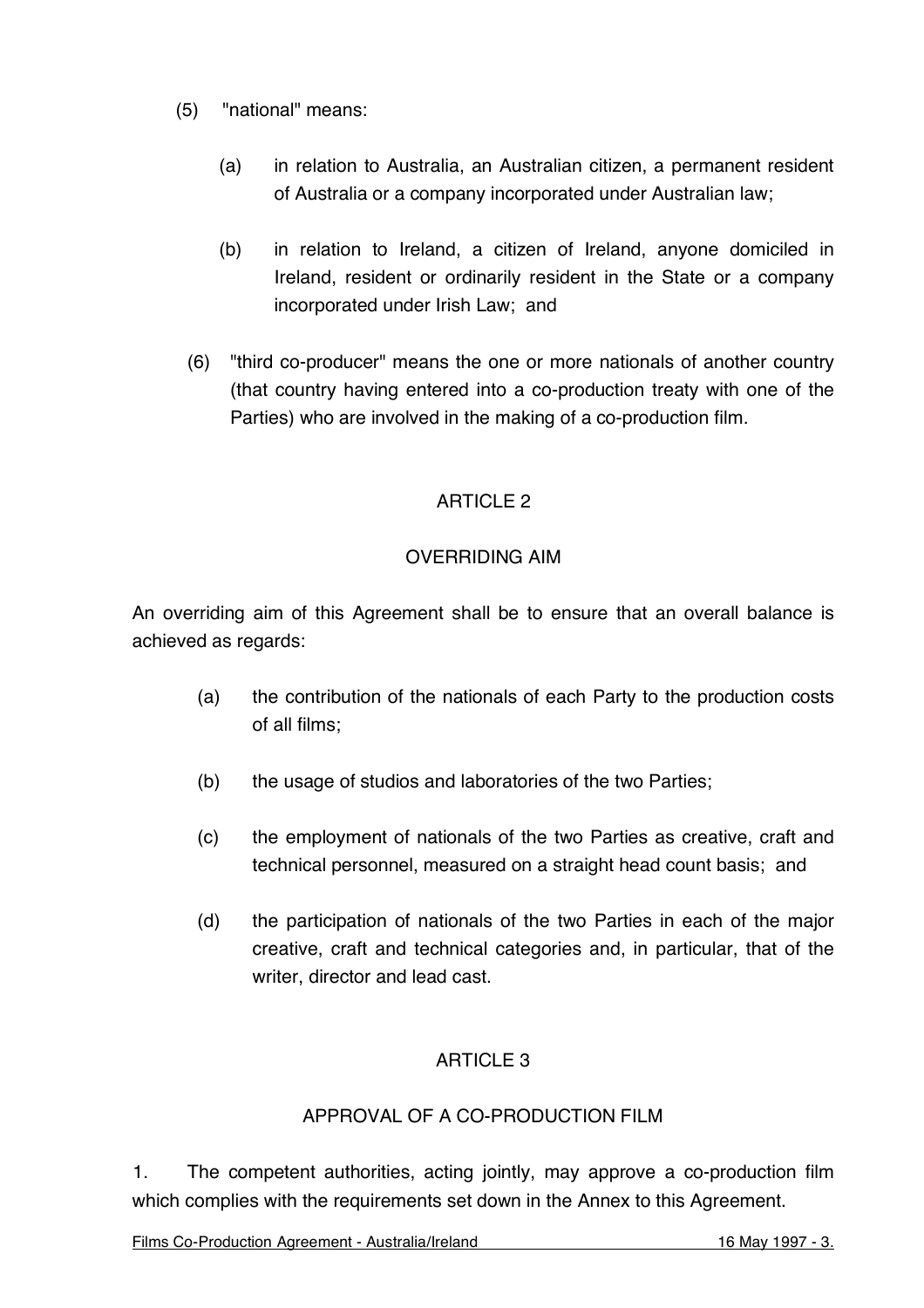(5) "national" means:

   (a) in relation to Australia, an Australian citizen, a permanent resident of Australia or a company incorporated under Australian law;

   (b) in relation to Ireland, a citizen of Ireland, anyone domiciled in Ireland, resident or ordinarily resident in the State or a company incorporated under Irish Law; and

(6) "third co-producer" means the one or more nationals of another country (that country having entered into a co-production treaty with one of the Parties) who are involved in the making of a co-production film.

## ARTICLE 2

## OVERRIDING AIM

An overriding aim of this Agreement shall be to ensure that an overall balance is achieved as regards:

(a) the contribution of the nationals of each Party to the production costs of all films;

(b) the usage of studios and laboratories of the two Parties;

(c) the employment of nationals of the two Parties as creative, craft and technical personnel, measured on a straight head count basis; and

(d) the participation of nationals of the two Parties in each of the major creative, craft and technical categories and, in particular, that of the writer, director and lead cast.

## ARTICLE 3

## APPROVAL OF A CO-PRODUCTION FILM

1. The competent authorities, acting jointly, may approve a co-production film which complies with the requirements set down in the Annex to this Agreement.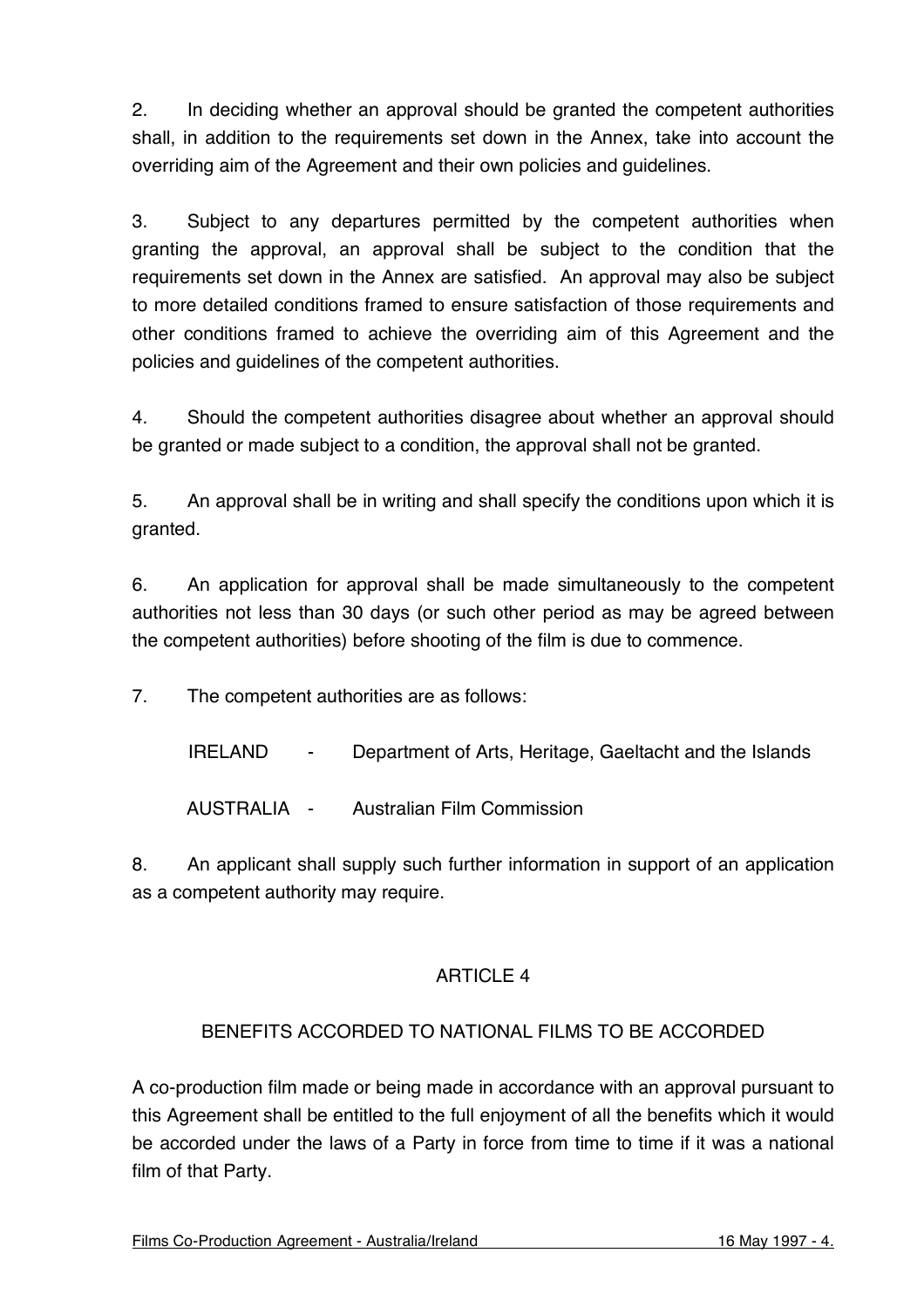2. In deciding whether an approval should be granted the competent authorities shall, in addition to the requirements set down in the Annex, take into account the overriding aim of the Agreement and their own policies and guidelines.

3. Subject to any departures permitted by the competent authorities when granting the approval, an approval shall be subject to the condition that the requirements set down in the Annex are satisfied. An approval may also be subject to more detailed conditions framed to ensure satisfaction of those requirements and other conditions framed to achieve the overriding aim of this Agreement and the policies and guidelines of the competent authorities.

4. Should the competent authorities disagree about whether an approval should be granted or made subject to a condition, the approval shall not be granted.

5. An approval shall be in writing and shall specify the conditions upon which it is granted.

6. An application for approval shall be made simultaneously to the competent authorities not less than 30 days (or such other period as may be agreed between the competent authorities) before shooting of the film is due to commence.

7. The competent authorities are as follows:

IRELAND - Department of Arts, Heritage, Gaeltacht and the Islands

AUSTRALIA - Australian Film Commission

8. An applicant shall supply such further information in support of an application as a competent authority may require.

## ARTICLE 4

### BENEFITS ACCORDED TO NATIONAL FILMS TO BE ACCORDED

A co-production film made or being made in accordance with an approval pursuant to this Agreement shall be entitled to the full enjoyment of all the benefits which it would be accorded under the laws of a Party in force from time to time if it was a national film of that Party.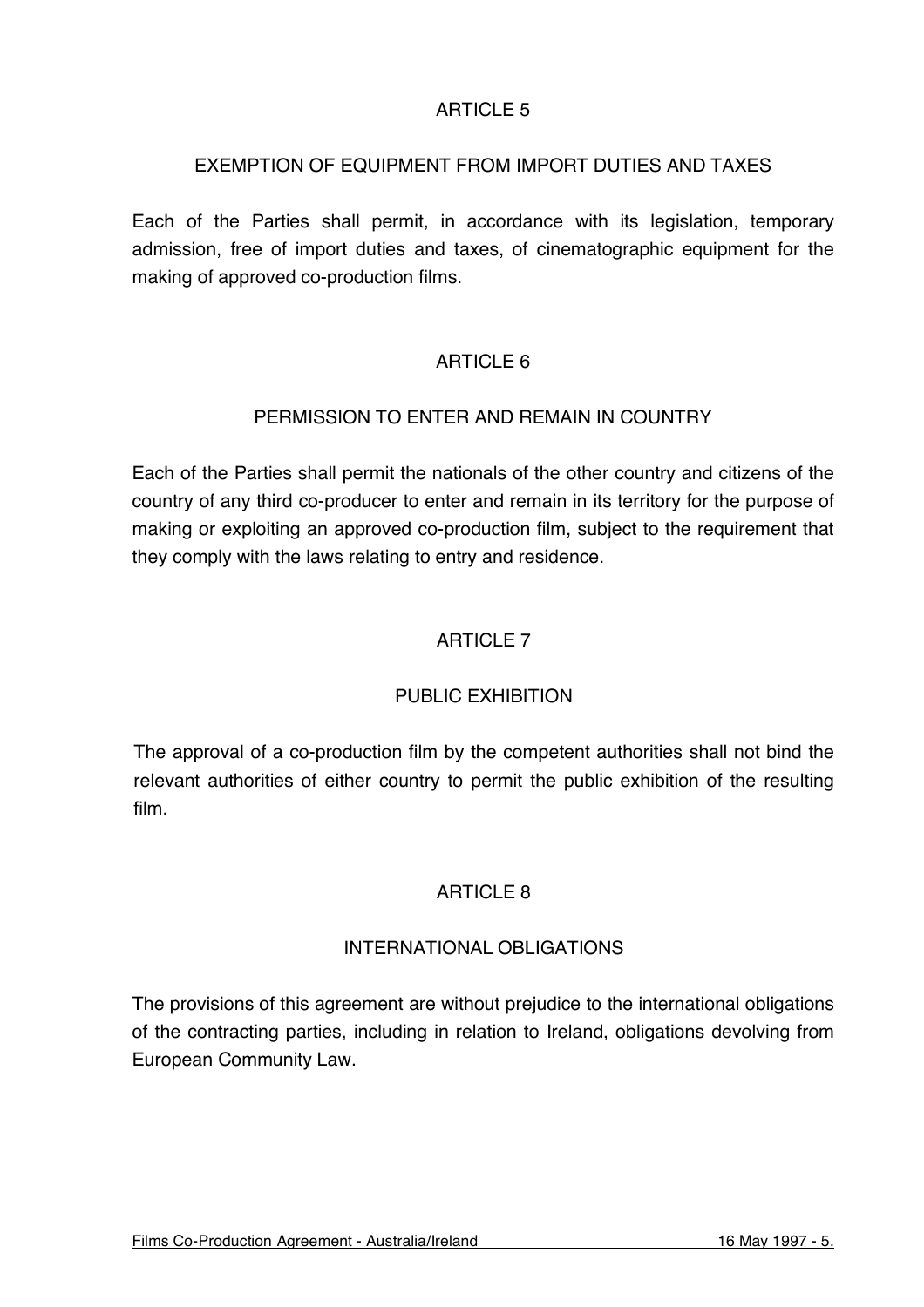## ARTICLE 5

### EXEMPTION OF EQUIPMENT FROM IMPORT DUTIES AND TAXES

Each of the Parties shall permit, in accordance with its legislation, temporary admission, free of import duties and taxes, of cinematographic equipment for the making of approved co-production films.

## ARTICLE 6

### PERMISSION TO ENTER AND REMAIN IN COUNTRY

Each of the Parties shall permit the nationals of the other country and citizens of the country of any third co-producer to enter and remain in its territory for the purpose of making or exploiting an approved co-production film, subject to the requirement that they comply with the laws relating to entry and residence.

## ARTICLE 7

### PUBLIC EXHIBITION

The approval of a co-production film by the competent authorities shall not bind the relevant authorities of either country to permit the public exhibition of the resulting film.

## ARTICLE 8

### INTERNATIONAL OBLIGATIONS

The provisions of this agreement are without prejudice to the international obligations of the contracting parties, including in relation to Ireland, obligations devolving from European Community Law.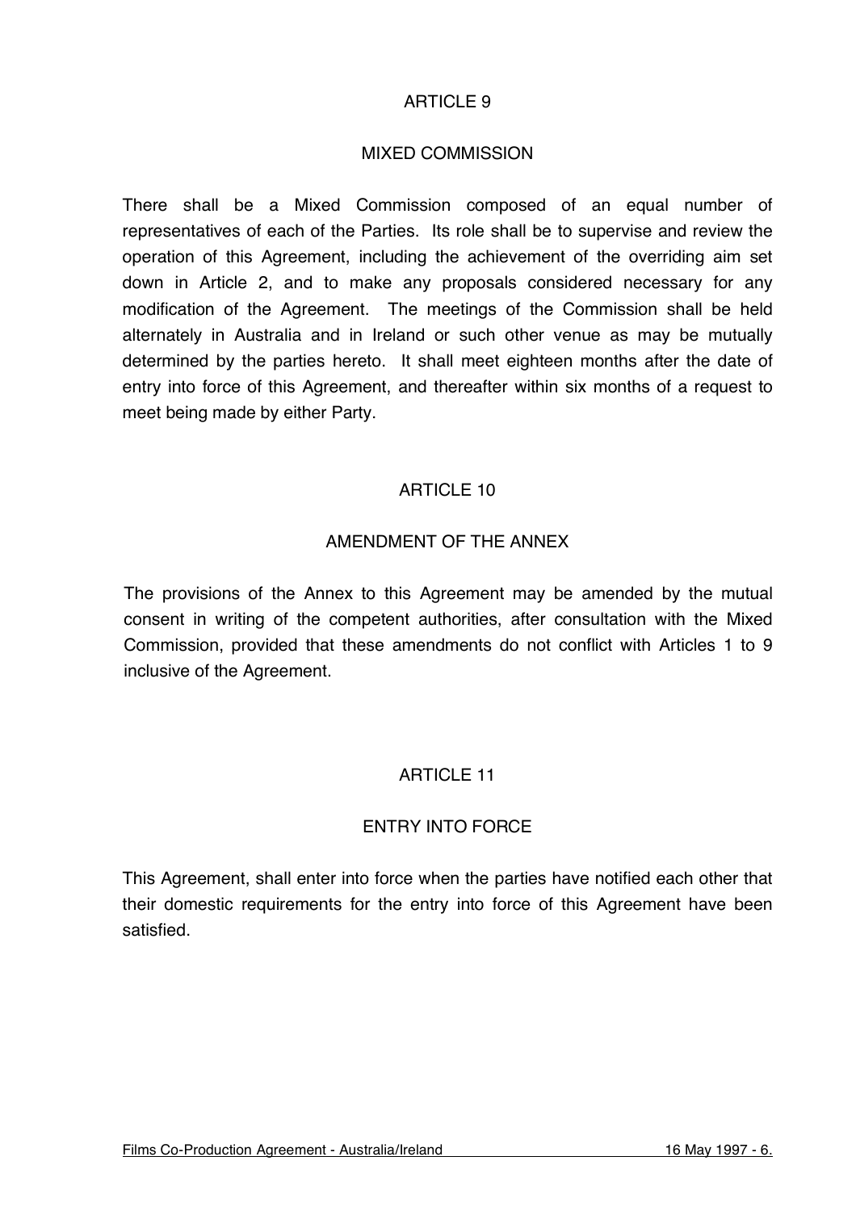## ARTICLE 9

## MIXED COMMISSION

There shall be a Mixed Commission composed of an equal number of representatives of each of the Parties. Its role shall be to supervise and review the operation of this Agreement, including the achievement of the overriding aim set down in Article 2, and to make any proposals considered necessary for any modification of the Agreement. The meetings of the Commission shall be held alternately in Australia and in Ireland or such other venue as may be mutually determined by the parties hereto. It shall meet eighteen months after the date of entry into force of this Agreement, and thereafter within six months of a request to meet being made by either Party.

## ARTICLE 10

## AMENDMENT OF THE ANNEX

The provisions of the Annex to this Agreement may be amended by the mutual consent in writing of the competent authorities, after consultation with the Mixed Commission, provided that these amendments do not conflict with Articles 1 to 9 inclusive of the Agreement.

## ARTICLE 11

## ENTRY INTO FORCE

This Agreement, shall enter into force when the parties have notified each other that their domestic requirements for the entry into force of this Agreement have been satisfied.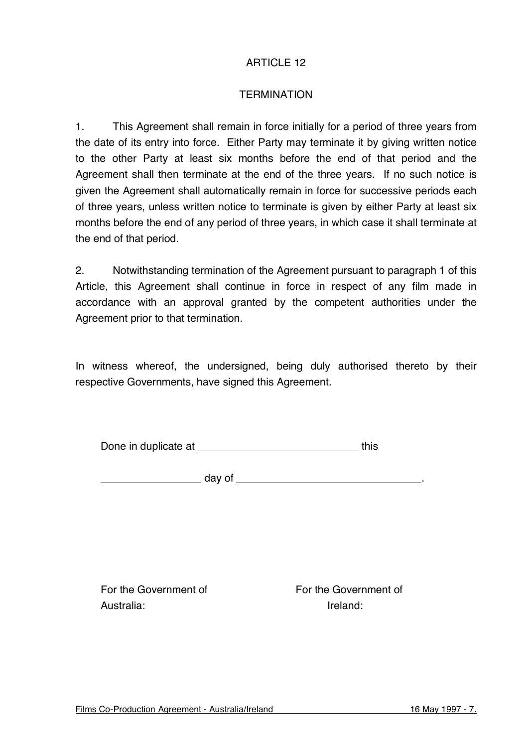## ARTICLE 12

## TERMINATION

1. This Agreement shall remain in force initially for a period of three years from the date of its entry into force. Either Party may terminate it by giving written notice to the other Party at least six months before the end of that period and the Agreement shall then terminate at the end of the three years. If no such notice is given the Agreement shall automatically remain in force for successive periods each of three years, unless written notice to terminate is given by either Party at least six months before the end of any period of three years, in which case it shall terminate at the end of that period.

2. Notwithstanding termination of the Agreement pursuant to paragraph 1 of this Article, this Agreement shall continue in force in respect of any film made in accordance with an approval granted by the competent authorities under the Agreement prior to that termination.

In witness whereof, the undersigned, being duly authorised thereto by their respective Governments, have signed this Agreement.

Done in duplicate at ____________________________ this

_________________ day of ________________________________.

| For the Government of Australia: | For the Government of Ireland: |
| --- | --- |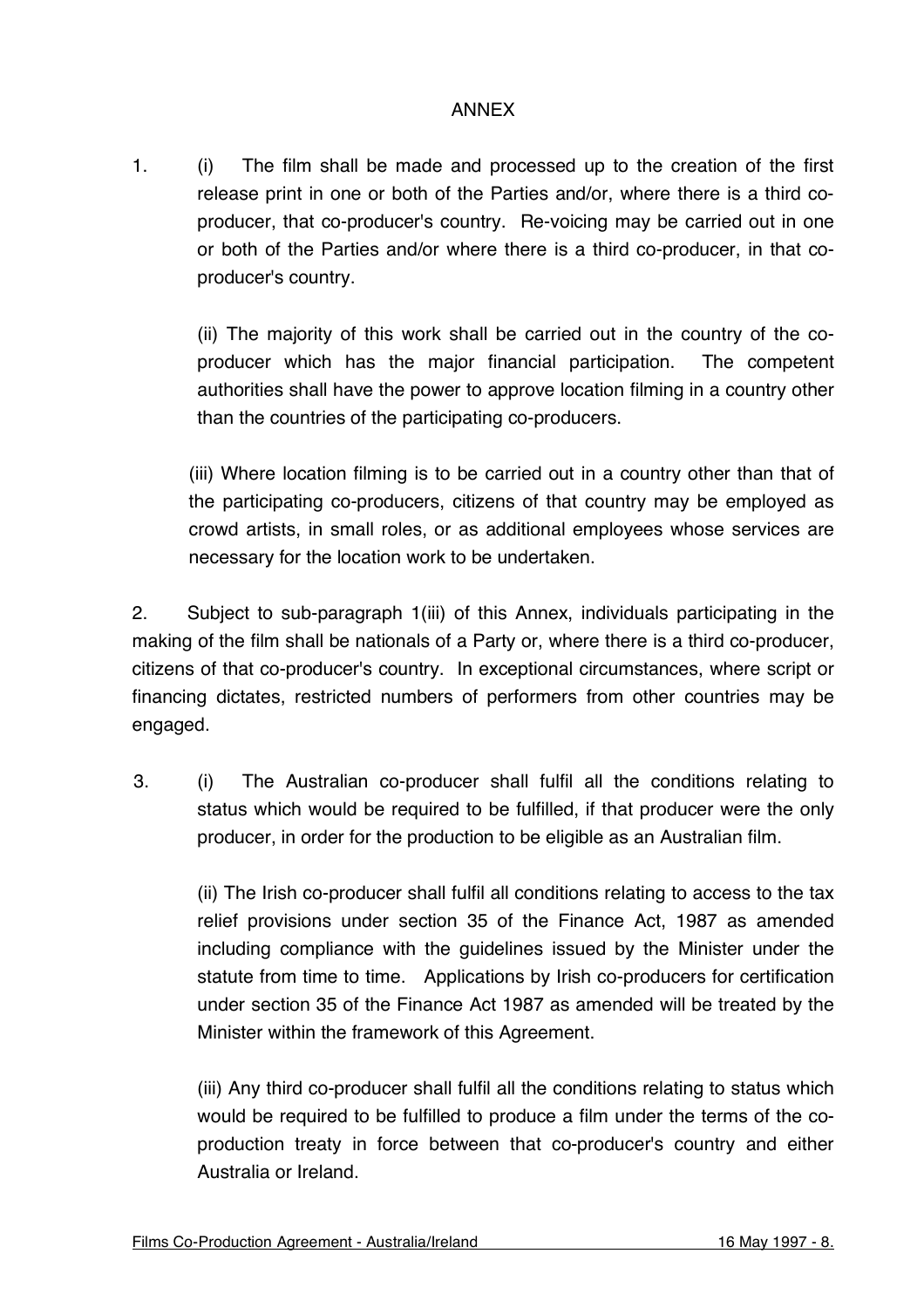# ANNEX

1. (i) The film shall be made and processed up to the creation of the first release print in one or both of the Parties and/or, where there is a third co-producer, that co-producer's country. Re-voicing may be carried out in one or both of the Parties and/or where there is a third co-producer, in that co-producer's country.

   (ii) The majority of this work shall be carried out in the country of the co-producer which has the major financial participation. The competent authorities shall have the power to approve location filming in a country other than the countries of the participating co-producers.

   (iii) Where location filming is to be carried out in a country other than that of the participating co-producers, citizens of that country may be employed as crowd artists, in small roles, or as additional employees whose services are necessary for the location work to be undertaken.

2. Subject to sub-paragraph 1(iii) of this Annex, individuals participating in the making of the film shall be nationals of a Party or, where there is a third co-producer, citizens of that co-producer's country. In exceptional circumstances, where script or financing dictates, restricted numbers of performers from other countries may be engaged.

3. (i) The Australian co-producer shall fulfil all the conditions relating to status which would be required to be fulfilled, if that producer were the only producer, in order for the production to be eligible as an Australian film.

   (ii) The Irish co-producer shall fulfil all conditions relating to access to the tax relief provisions under section 35 of the Finance Act, 1987 as amended including compliance with the guidelines issued by the Minister under the statute from time to time. Applications by Irish co-producers for certification under section 35 of the Finance Act 1987 as amended will be treated by the Minister within the framework of this Agreement.

   (iii) Any third co-producer shall fulfil all the conditions relating to status which would be required to be fulfilled to produce a film under the terms of the co-production treaty in force between that co-producer's country and either Australia or Ireland.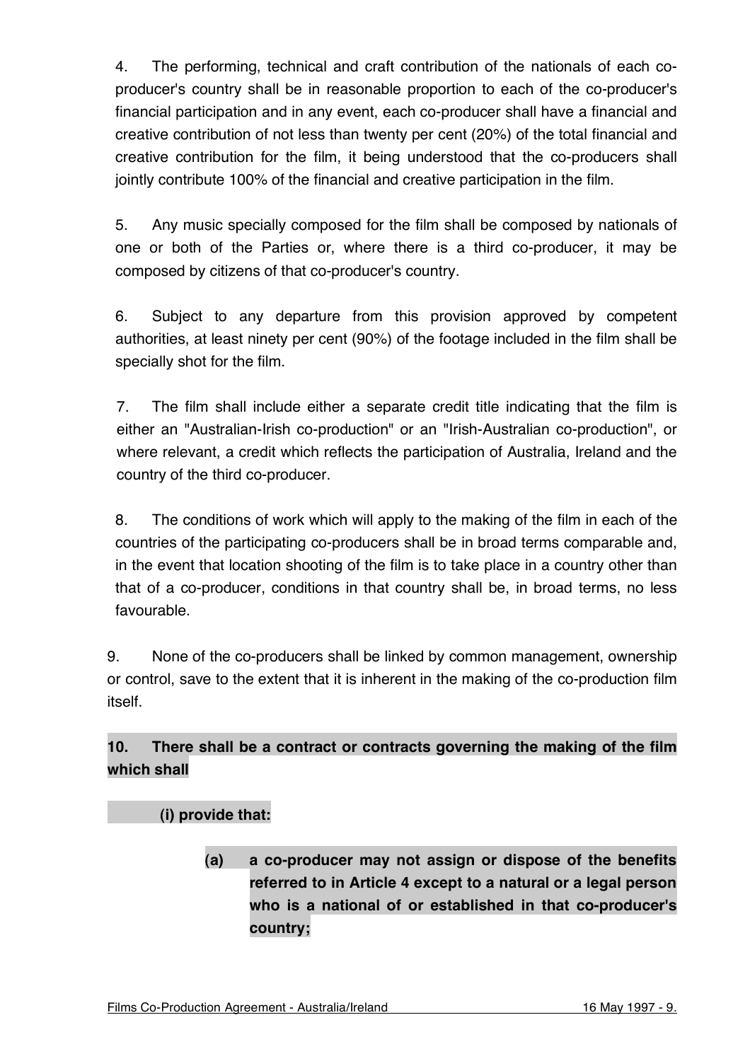4. The performing, technical and craft contribution of the nationals of each co-producer's country shall be in reasonable proportion to each of the co-producer's financial participation and in any event, each co-producer shall have a financial and creative contribution of not less than twenty per cent (20%) of the total financial and creative contribution for the film, it being understood that the co-producers shall jointly contribute 100% of the financial and creative participation in the film.

5. Any music specially composed for the film shall be composed by nationals of one or both of the Parties or, where there is a third co-producer, it may be composed by citizens of that co-producer's country.

6. Subject to any departure from this provision approved by competent authorities, at least ninety per cent (90%) of the footage included in the film shall be specially shot for the film.

7. The film shall include either a separate credit title indicating that the film is either an "Australian-Irish co-production" or an "Irish-Australian co-production", or where relevant, a credit which reflects the participation of Australia, Ireland and the country of the third co-producer.

8. The conditions of work which will apply to the making of the film in each of the countries of the participating co-producers shall be in broad terms comparable and, in the event that location shooting of the film is to take place in a country other than that of a co-producer, conditions in that country shall be, in broad terms, no less favourable.

9. None of the co-producers shall be linked by common management, ownership or control, save to the extent that it is inherent in the making of the co-production film itself.

**10. There shall be a contract or contracts governing the making of the film which shall**

**(i) provide that:**

> **(a) a co-producer may not assign or dispose of the benefits referred to in Article 4 except to a natural or a legal person who is a national of or established in that co-producer's country;**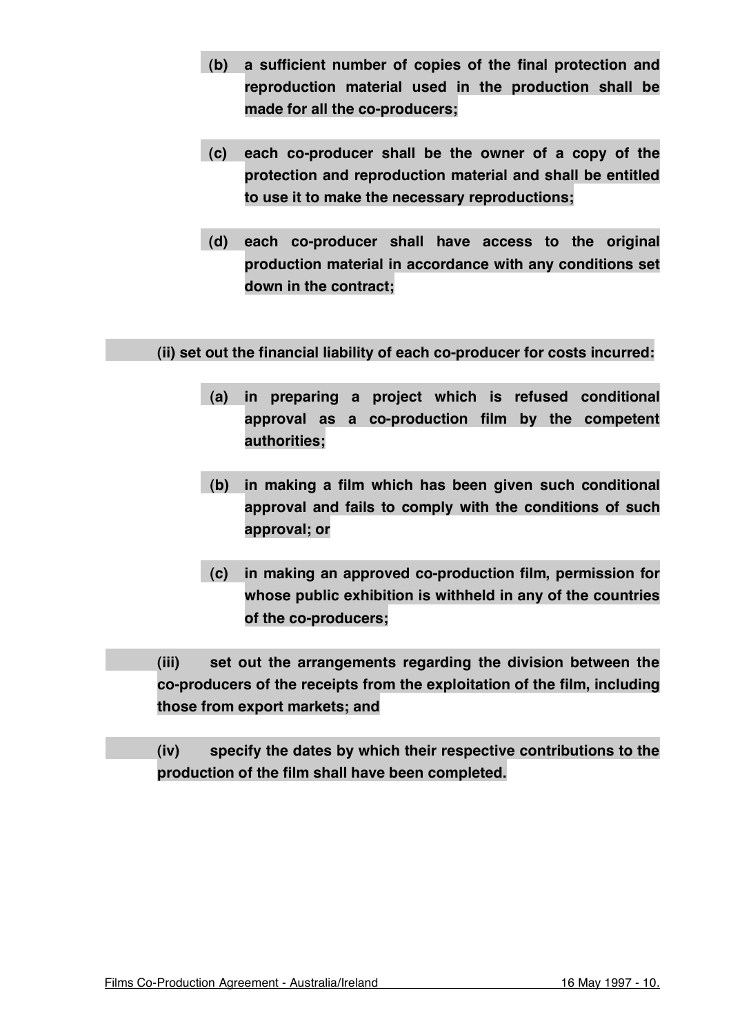**(b) a sufficient number of copies of the final protection and reproduction material used in the production shall be made for all the co-producers;**

**(c) each co-producer shall be the owner of a copy of the protection and reproduction material and shall be entitled to use it to make the necessary reproductions;**

**(d) each co-producer shall have access to the original production material in accordance with any conditions set down in the contract;**

**(ii) set out the financial liability of each co-producer for costs incurred:**

**(a) in preparing a project which is refused conditional approval as a co-production film by the competent authorities;**

**(b) in making a film which has been given such conditional approval and fails to comply with the conditions of such approval; or**

**(c) in making an approved co-production film, permission for whose public exhibition is withheld in any of the countries of the co-producers;**

**(iii) set out the arrangements regarding the division between the co-producers of the receipts from the exploitation of the film, including those from export markets; and**

**(iv) specify the dates by which their respective contributions to the production of the film shall have been completed.**